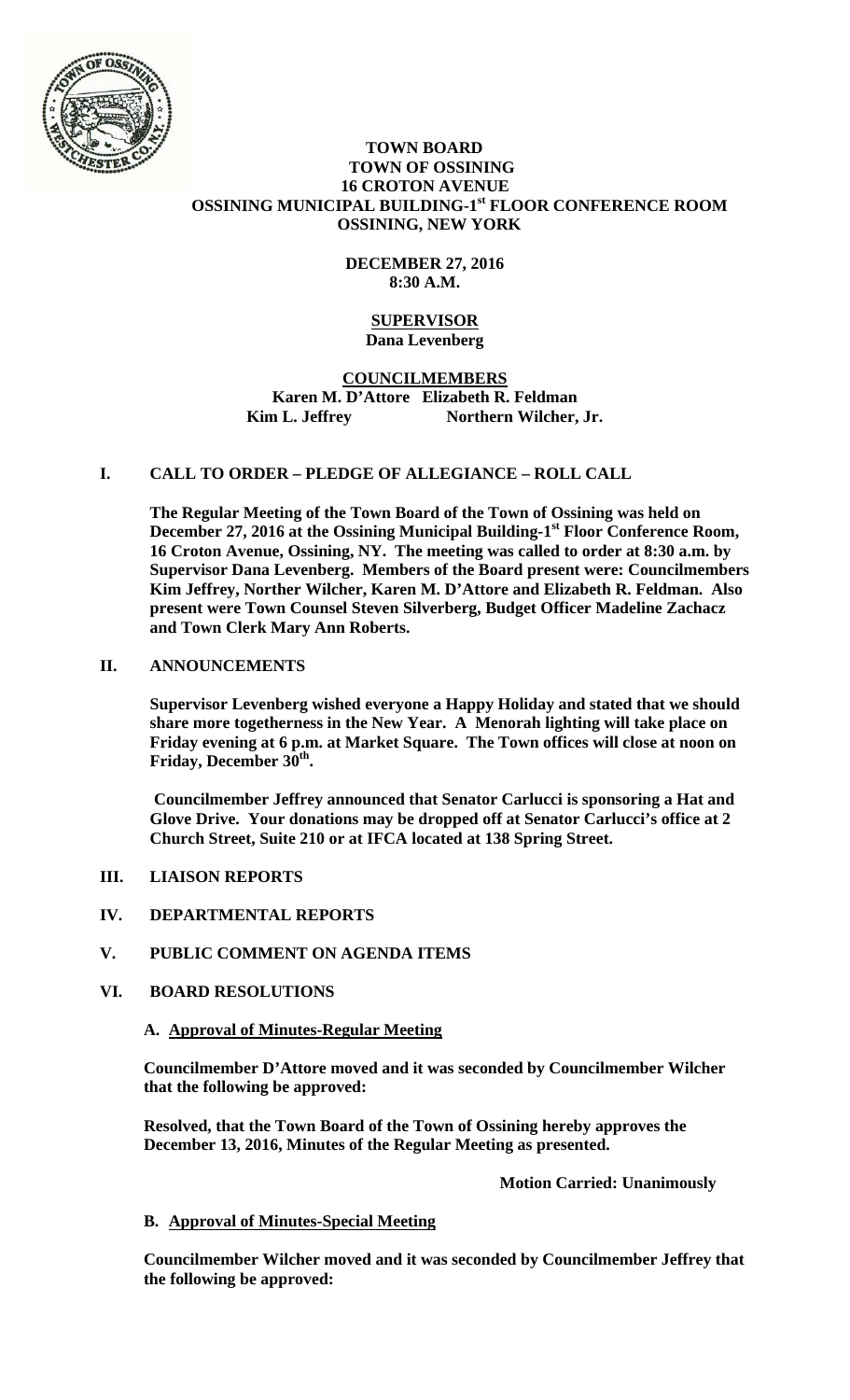# TOWN BOARD
## TOWN OF OSSINING
## 16 CROTON AVENUE
## OSSINING MUNICIPAL BUILDING-1st FLOOR CONFERENCE ROOM
## OSSINING, NEW YORK

**DECEMBER 27, 2016**
**8:30 A.M.**

**SUPERVISOR**
**Dana Levenberg**

**COUNCILMEMBERS**
**Karen M. D'Attore Elizabeth R. Feldman**
**Kim L. Jeffrey Northern Wilcher, Jr.**

## I. CALL TO ORDER – PLEDGE OF ALLEGIANCE – ROLL CALL

**The Regular Meeting of the Town Board of the Town of Ossining was held on December 27, 2016 at the Ossining Municipal Building-1st Floor Conference Room, 16 Croton Avenue, Ossining, NY. The meeting was called to order at 8:30 a.m. by Supervisor Dana Levenberg. Members of the Board present were: Councilmembers Kim Jeffrey, Norther Wilcher, Karen M. D'Attore and Elizabeth R. Feldman. Also present were Town Counsel Steven Silverberg, Budget Officer Madeline Zachacz and Town Clerk Mary Ann Roberts.**

## II. ANNOUNCEMENTS

**Supervisor Levenberg wished everyone a Happy Holiday and stated that we should share more togetherness in the New Year. A Menorah lighting will take place on Friday evening at 6 p.m. at Market Square. The Town offices will close at noon on Friday, December 30th.**

**Councilmember Jeffrey announced that Senator Carlucci is sponsoring a Hat and Glove Drive. Your donations may be dropped off at Senator Carlucci's office at 2 Church Street, Suite 210 or at IFCA located at 138 Spring Street.**

## III. LIAISON REPORTS

## IV. DEPARTMENTAL REPORTS

## V. PUBLIC COMMENT ON AGENDA ITEMS

## VI. BOARD RESOLUTIONS

### A. Approval of Minutes-Regular Meeting

**Councilmember D'Attore moved and it was seconded by Councilmember Wilcher that the following be approved:**

**Resolved, that the Town Board of the Town of Ossining hereby approves the December 13, 2016, Minutes of the Regular Meeting as presented.**

**Motion Carried: Unanimously**

### B. Approval of Minutes-Special Meeting

**Councilmember Wilcher moved and it was seconded by Councilmember Jeffrey that the following be approved:**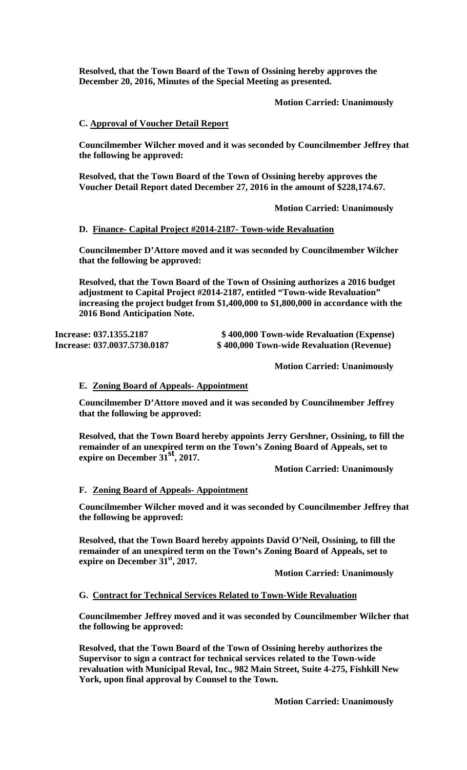**Resolved, that the Town Board of the Town of Ossining hereby approves the December 20, 2016, Minutes of the Special Meeting as presented.**

**Motion Carried: Unanimously**

**C. Approval of Voucher Detail Report**

**Councilmember Wilcher moved and it was seconded by Councilmember Jeffrey that the following be approved:**

**Resolved, that the Town Board of the Town of Ossining hereby approves the Voucher Detail Report dated December 27, 2016 in the amount of $228,174.67.**

**Motion Carried: Unanimously**

**D. Finance- Capital Project #2014-2187- Town-wide Revaluation**

**Councilmember D'Attore moved and it was seconded by Councilmember Wilcher that the following be approved:**

**Resolved, that the Town Board of the Town of Ossining authorizes a 2016 budget adjustment to Capital Project #2014-2187, entitled "Town-wide Revaluation" increasing the project budget from $1,400,000 to $1,800,000 in accordance with the 2016 Bond Anticipation Note.**

**Increase: 037.1355.2187 $ 400,000 Town-wide Revaluation (Expense)**
**Increase: 037.0037.5730.0187 $ 400,000 Town-wide Revaluation (Revenue)**

**Motion Carried: Unanimously**

**E. Zoning Board of Appeals- Appointment**

**Councilmember D'Attore moved and it was seconded by Councilmember Jeffrey that the following be approved:**

**Resolved, that the Town Board hereby appoints Jerry Gershner, Ossining, to fill the remainder of an unexpired term on the Town's Zoning Board of Appeals, set to expire on December 31st, 2017.**

**Motion Carried: Unanimously**

**F. Zoning Board of Appeals- Appointment**

**Councilmember Wilcher moved and it was seconded by Councilmember Jeffrey that the following be approved:**

**Resolved, that the Town Board hereby appoints David O'Neil, Ossining, to fill the remainder of an unexpired term on the Town's Zoning Board of Appeals, set to expire on December 31st, 2017.**

**Motion Carried: Unanimously**

**G. Contract for Technical Services Related to Town-Wide Revaluation**

**Councilmember Jeffrey moved and it was seconded by Councilmember Wilcher that the following be approved:**

**Resolved, that the Town Board of the Town of Ossining hereby authorizes the Supervisor to sign a contract for technical services related to the Town-wide revaluation with Municipal Reval, Inc., 982 Main Street, Suite 4-275, Fishkill New York, upon final approval by Counsel to the Town.**

**Motion Carried: Unanimously**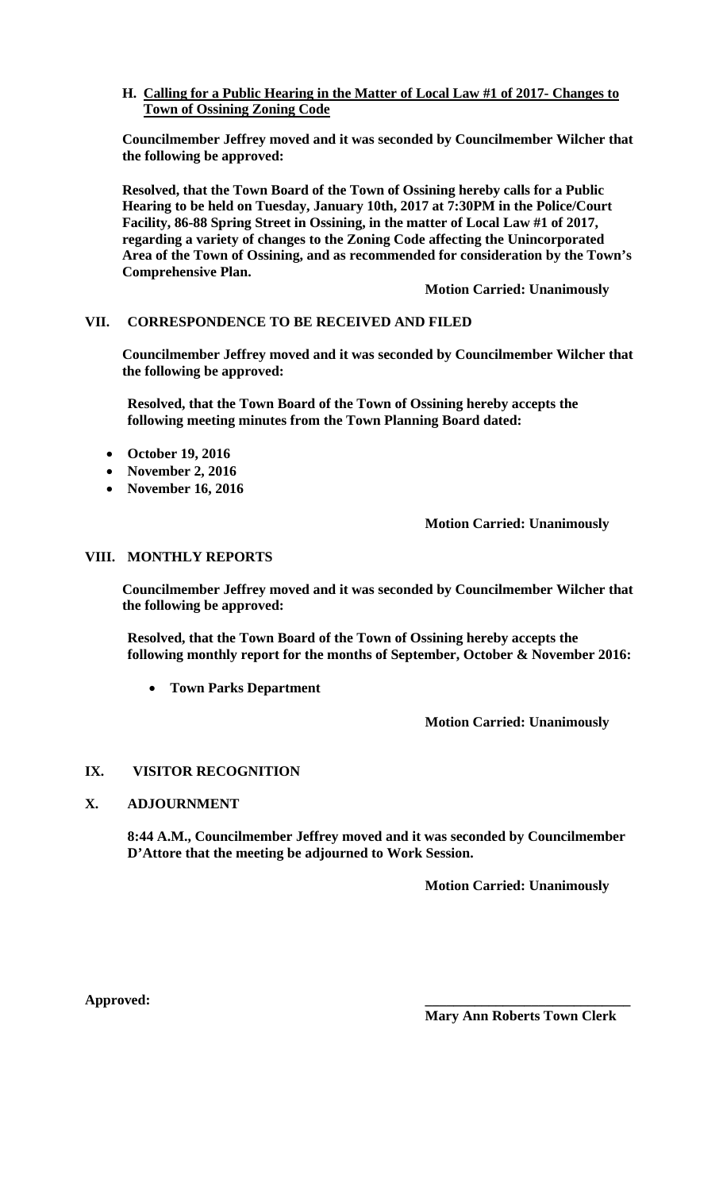**H. Calling for a Public Hearing in the Matter of Local Law #1 of 2017- Changes to Town of Ossining Zoning Code**

**Councilmember Jeffrey moved and it was seconded by Councilmember Wilcher that the following be approved:**

**Resolved, that the Town Board of the Town of Ossining hereby calls for a Public Hearing to be held on Tuesday, January 10th, 2017 at 7:30PM in the Police/Court Facility, 86-88 Spring Street in Ossining, in the matter of Local Law #1 of 2017, regarding a variety of changes to the Zoning Code affecting the Unincorporated Area of the Town of Ossining, and as recommended for consideration by the Town's Comprehensive Plan.**

**Motion Carried: Unanimously**

## VII. CORRESPONDENCE TO BE RECEIVED AND FILED

**Councilmember Jeffrey moved and it was seconded by Councilmember Wilcher that the following be approved:**

**Resolved, that the Town Board of the Town of Ossining hereby accepts the following meeting minutes from the Town Planning Board dated:**

- **October 19, 2016**
- **November 2, 2016**
- **November 16, 2016**

**Motion Carried: Unanimously**

## VIII. MONTHLY REPORTS

**Councilmember Jeffrey moved and it was seconded by Councilmember Wilcher that the following be approved:**

**Resolved, that the Town Board of the Town of Ossining hereby accepts the following monthly report for the months of September, October & November 2016:**

- **Town Parks Department**

**Motion Carried: Unanimously**

## IX. VISITOR RECOGNITION

## X. ADJOURNMENT

**8:44 A.M., Councilmember Jeffrey moved and it was seconded by Councilmember D'Attore that the meeting be adjourned to Work Session.**

**Motion Carried: Unanimously**

**Approved:** \_\_\_\_\_\_\_\_\_\_\_\_\_\_\_\_\_\_\_\_\_\_\_\_\_\_\_\_\_\_

**Mary Ann Roberts Town Clerk**